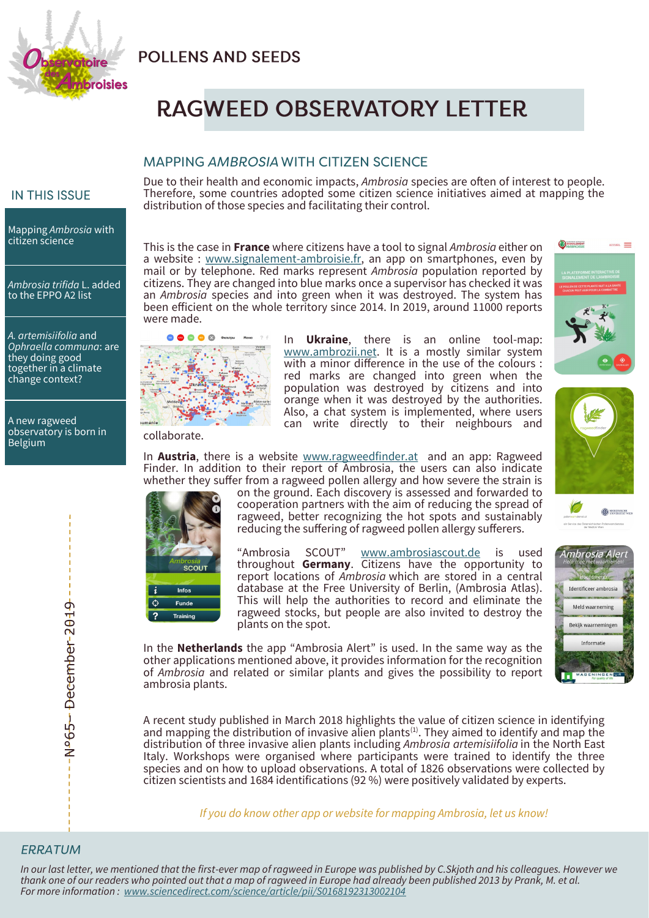POLLENS AND SEEDS

# RAGWEED OBSERVATORY LETTER

## IN THIS ISSUE

- Mapping *Ambrosia* with citizen science
- *Ambrosia trifida* L. added to the EPPO A2 list
- *A. artemisiifolia* and *Ophraella communa*: are they doing good together in a climate change context?
- A new ragweed observatory is born in Belgium

N°65 – December 2019

## MAPPING *AMBROSIA* WITH CITIZEN SCIENCE

Due to their health and economic impacts, *Ambrosia* species are often of interest to people. Therefore, some countries adopted some citizen science initiatives aimed at mapping the distribution of those species and facilitating their control.

This is the case in **France** where citizens have a tool to signal *Ambrosia* either on a website : www.signalement-ambroisie.fr, an app on smartphones, even by mail or by telephone. Red marks represent *Ambrosia* population reported by citizens. They are changed into blue marks once a supervisor has checked it was an *Ambrosia* species and into green when it was destroyed. The system has been efficient on the whole territory since 2014. In 2019, around 11000 reports were made.

In **Ukraine**, there is an online tool-map: www.ambrozii.net. It is a mostly similar system with a minor difference in the use of the colours : red marks are changed into green when the population was destroyed by citizens and into orange when it was destroyed by the authorities. Also, a chat system is implemented, where users can write directly to their neighbours and collaborate.

In **Austria**, there is a website www.ragweedfinder.at and an app: Ragweed Finder. In addition to their report of Ambrosia, the users can also indicate whether they suffer from a ragweed pollen allergy and how severe the strain is on the ground. Each discovery is assessed and forwarded to cooperation partners with the aim of reducing the spread of ragweed, better recognizing the hot spots and sustainably reducing the suffering of ragweed pollen allergy sufferers.

"Ambrosia SCOUT" www.ambrosiascout.de is used throughout **Germany**. Citizens have the opportunity to report locations of *Ambrosia* which are stored in a central database at the Free University of Berlin, (Ambrosia Atlas). This will help the authorities to record and eliminate the ragweed stocks, but people are also invited to destroy the plants on the spot.

In the **Netherlands** the app "Ambrosia Alert" is used. In the same way as the other applications mentioned above, it provides information for the recognition of *Ambrosia* and related or similar plants and gives the possibility to report ambrosia plants.

A recent study published in March 2018 highlights the value of citizen science in identifying and mapping the distribution of invasive alien plants[1]. They aimed to identify and map the distribution of three invasive alien plants including *Ambrosia artemisiifolia* in the North East Italy. Workshops were organised where participants were trained to identify the three species and on how to upload observations. A total of 1826 observations were collected by citizen scientists and 1684 identifications (92 %) were positively validated by experts.

*If you do know other app or website for mapping Ambrosia, let us know!*

### *ERRATUM*

*In our last letter, we mentioned that the first-ever map of ragweed in Europe was published by C.Skjoth and his colleagues. However we thank one of our readers who pointed out that a map of ragweed in Europe had already been published 2013 by Prank, M. et al. For more information : www.sciencedirect.com/science/article/pii/S0168192313002104*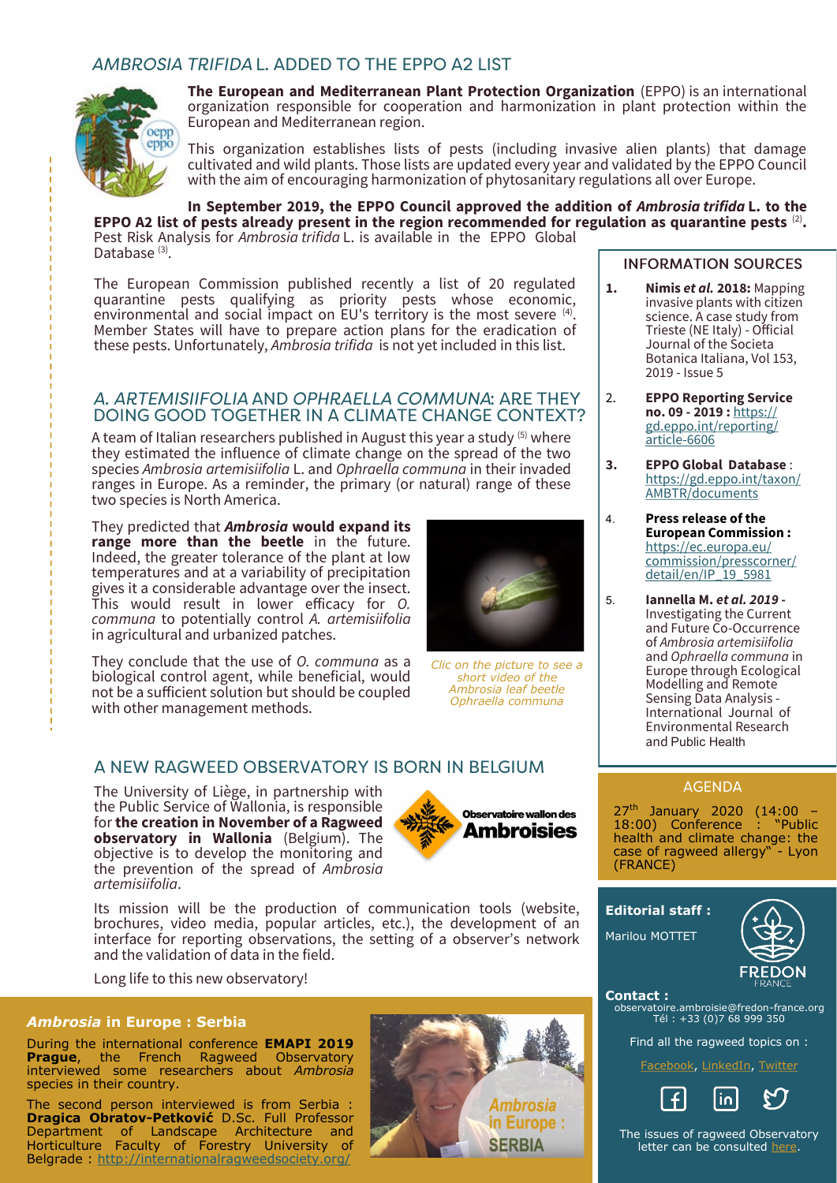## *AMBROSIA TRIFIDA* L. ADDED TO THE EPPO A2 LIST

**The European and Mediterranean Plant Protection Organization** (EPPO) is an international organization responsible for cooperation and harmonization in plant protection within the European and Mediterranean region.

This organization establishes lists of pests (including invasive alien plants) that damage cultivated and wild plants. Those lists are updated every year and validated by the EPPO Council with the aim of encouraging harmonization of phytosanitary regulations all over Europe.

**In September 2019, the EPPO Council approved the addition of *Ambrosia trifida* L. to the EPPO A2 list of pests already present in the region recommended for regulation as quarantine pests** [2]**.** Pest Risk Analysis for *Ambrosia trifida* L. is available in the EPPO Global Database [3].

The European Commission published recently a list of 20 regulated quarantine pests qualifying as priority pests whose economic, environmental and social impact on EU's territory is the most severe [4]. Member States will have to prepare action plans for the eradication of these pests. Unfortunately, *Ambrosia trifida* is not yet included in this list.

## *A. ARTEMISIIFOLIA* AND *OPHRAELLA COMMUNA*: ARE THEY DOING GOOD TOGETHER IN A CLIMATE CHANGE CONTEXT?

A team of Italian researchers published in August this year a study [5] where they estimated the influence of climate change on the spread of the two species *Ambrosia artemisiifolia* L. and *Ophraella communa* in their invaded ranges in Europe. As a reminder, the primary (or natural) range of these two species is North America.

They predicted that ***Ambrosia* would expand its range more than the beetle** in the future. Indeed, the greater tolerance of the plant at low temperatures and at a variability of precipitation gives it a considerable advantage over the insect. This would result in lower efficacy for *O. communa* to potentially control *A. artemisiifolia* in agricultural and urbanized patches.

They conclude that the use of *O. communa* as a biological control agent, while beneficial, would not be a sufficient solution but should be coupled with other management methods.

*Clic on the picture to see a short video of the Ambrosia leaf beetle Ophraella communa*

## A NEW RAGWEED OBSERVATORY IS BORN IN BELGIUM

The University of Liège, in partnership with the Public Service of Wallonia, is responsible for **the creation in November of a Ragweed observatory in Wallonia** (Belgium). The objective is to develop the monitoring and the prevention of the spread of *Ambrosia artemisiifolia*.

Observatoire wallon des Ambroisies

Its mission will be the production of communication tools (website, brochures, video media, popular articles, etc.), the development of an interface for reporting observations, the setting of a observer's network and the validation of data in the field.

Long life to this new observatory!

### *Ambrosia* in Europe : Serbia

During the international conference **EMAPI 2019 Prague**, the French Ragweed Observatory interviewed some researchers about *Ambrosia* species in their country.

The second person interviewed is from Serbia : **Dragica Obratov-Petković** D.Sc. Full Professor Department of Landscape Architecture and Horticulture Faculty of Forestry University of Belgrade : http://internationalragweedsociety.org/

Ambrosia in Europe : SERBIA

### INFORMATION SOURCES

1. **Nimis *et al.* 2018:** Mapping invasive plants with citizen science. A case study from Trieste (NE Italy) - Official Journal of the Societa Botanica Italiana, Vol 153, 2019 - Issue 5
2. **EPPO Reporting Service no. 09 - 2019 :** https://gd.eppo.int/reporting/article-6606
3. **EPPO Global Database** : https://gd.eppo.int/taxon/AMBTR/documents
4. **Press release of the European Commission :** https://ec.europa.eu/commission/presscorner/detail/en/IP_19_5981
5. **Iannella M. *et al.* 2019** - Investigating the Current and Future Co-Occurrence of *Ambrosia artemisiifolia* and *Ophraella communa* in Europe through Ecological Modelling and Remote Sensing Data Analysis - International Journal of Environmental Research and Public Health

### AGENDA

27th January 2020 (14:00 – 18:00) Conference : "Public health and climate change: the case of ragweed allergy" - Lyon (FRANCE)

**Editorial staff :**

Marilou MOTTET

FREDON FRANCE

**Contact :**
observatoire.ambroisie@fredon-france.org
Tél : +33 (0)7 68 999 350

Find all the ragweed topics on :

Facebook, LinkedIn, Twitter

The issues of ragweed Observatory letter can be consulted here.